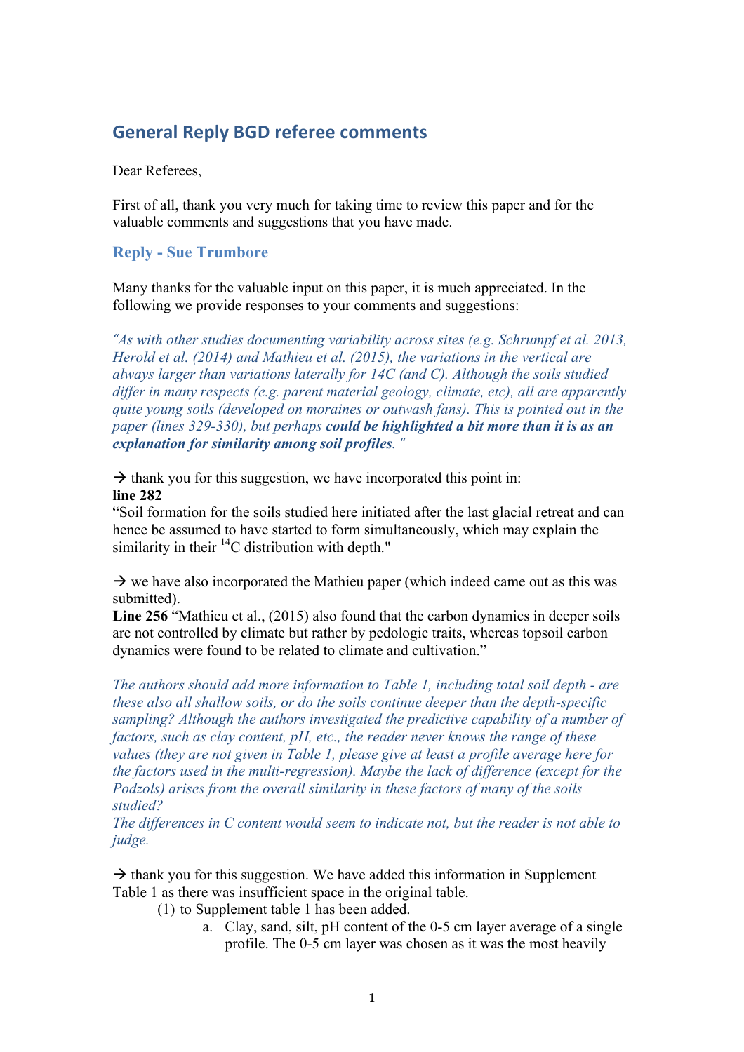## General Reply BGD referee comments

Dear Referees,

First of all, thank you very much for taking time to review this paper and for the valuable comments and suggestions that you have made.

### Reply - Sue Trumbore

Many thanks for the valuable input on this paper, it is much appreciated. In the following we provide responses to your comments and suggestions:

*"As with other studies documenting variability across sites (e.g. Schrumpf et al. 2013, Herold et al. (2014) and Mathieu et al. (2015), the variations in the vertical are always larger than variations laterally for 14C (and C). Although the soils studied differ in many respects (e.g. parent material geology, climate, etc), all are apparently quite young soils (developed on moraines or outwash fans). This is pointed out in the paper (lines 329-330), but perhaps* ***could be highlighted a bit more than it is as an explanation for similarity among soil profiles****. "*

→ thank you for this suggestion, we have incorporated this point in:
**line 282**
"Soil formation for the soils studied here initiated after the last glacial retreat and can hence be assumed to have started to form simultaneously, which may explain the similarity in their $^{14}$C distribution with depth."

→ we have also incorporated the Mathieu paper (which indeed came out as this was submitted).
**Line 256** "Mathieu et al., (2015) also found that the carbon dynamics in deeper soils are not controlled by climate but rather by pedologic traits, whereas topsoil carbon dynamics were found to be related to climate and cultivation."

*The authors should add more information to Table 1, including total soil depth - are these also all shallow soils, or do the soils continue deeper than the depth-specific sampling? Although the authors investigated the predictive capability of a number of factors, such as clay content, pH, etc., the reader never knows the range of these values (they are not given in Table 1, please give at least a profile average here for the factors used in the multi-regression). Maybe the lack of difference (except for the Podzols) arises from the overall similarity in these factors of many of the soils studied?*
*The differences in C content would seem to indicate not, but the reader is not able to judge.*

→ thank you for this suggestion. We have added this information in Supplement Table 1 as there was insufficient space in the original table.

(1) to Supplement table 1 has been added.

a. Clay, sand, silt, pH content of the 0-5 cm layer average of a single profile. The 0-5 cm layer was chosen as it was the most heavily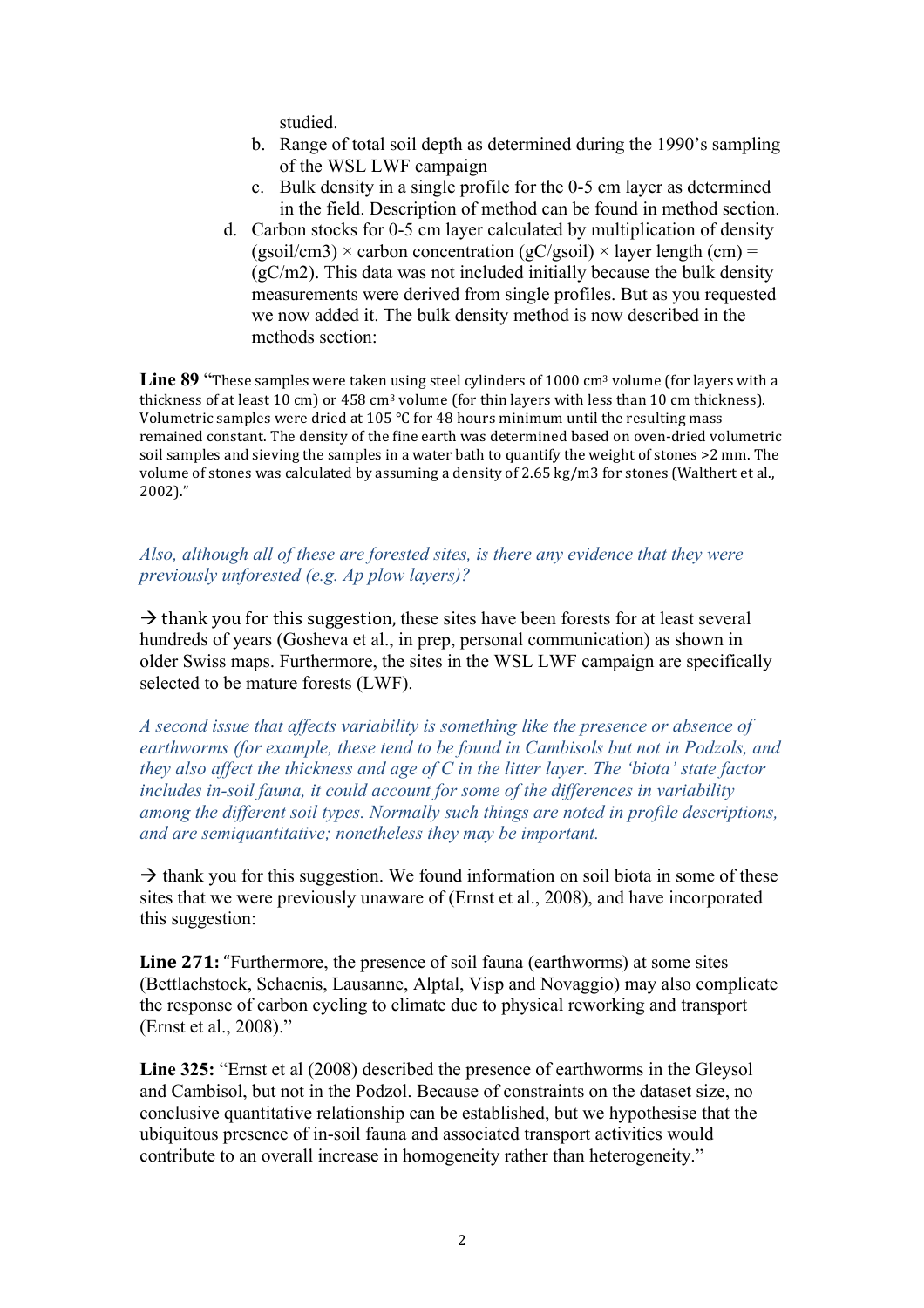studied.

b. Range of total soil depth as determined during the 1990's sampling of the WSL LWF campaign
c. Bulk density in a single profile for the 0-5 cm layer as determined in the field. Description of method can be found in method section.

d. Carbon stocks for 0-5 cm layer calculated by multiplication of density (gsoil/cm3) × carbon concentration (gC/gsoil) × layer length (cm) = (gC/m2). This data was not included initially because the bulk density measurements were derived from single profiles. But as you requested we now added it. The bulk density method is now described in the methods section:

**Line 89** "These samples were taken using steel cylinders of 1000 cm³ volume (for layers with a thickness of at least 10 cm) or 458 cm³ volume (for thin layers with less than 10 cm thickness). Volumetric samples were dried at 105 °C for 48 hours minimum until the resulting mass remained constant. The density of the fine earth was determined based on oven-dried volumetric soil samples and sieving the samples in a water bath to quantify the weight of stones >2 mm. The volume of stones was calculated by assuming a density of 2.65 kg/m3 for stones (Walthert et al., 2002)."

*Also, although all of these are forested sites, is there any evidence that they were previously unforested (e.g. Ap plow layers)?*

→ thank you for this suggestion, these sites have been forests for at least several hundreds of years (Gosheva et al., in prep, personal communication) as shown in older Swiss maps. Furthermore, the sites in the WSL LWF campaign are specifically selected to be mature forests (LWF).

*A second issue that affects variability is something like the presence or absence of earthworms (for example, these tend to be found in Cambisols but not in Podzols, and they also affect the thickness and age of C in the litter layer. The 'biota' state factor includes in-soil fauna, it could account for some of the differences in variability among the different soil types. Normally such things are noted in profile descriptions, and are semiquantitative; nonetheless they may be important.*

→ thank you for this suggestion. We found information on soil biota in some of these sites that we were previously unaware of (Ernst et al., 2008), and have incorporated this suggestion:

**Line 271:** "Furthermore, the presence of soil fauna (earthworms) at some sites (Bettlachstock, Schaenis, Lausanne, Alptal, Visp and Novaggio) may also complicate the response of carbon cycling to climate due to physical reworking and transport (Ernst et al., 2008)."

**Line 325:** "Ernst et al (2008) described the presence of earthworms in the Gleysol and Cambisol, but not in the Podzol. Because of constraints on the dataset size, no conclusive quantitative relationship can be established, but we hypothesise that the ubiquitous presence of in-soil fauna and associated transport activities would contribute to an overall increase in homogeneity rather than heterogeneity."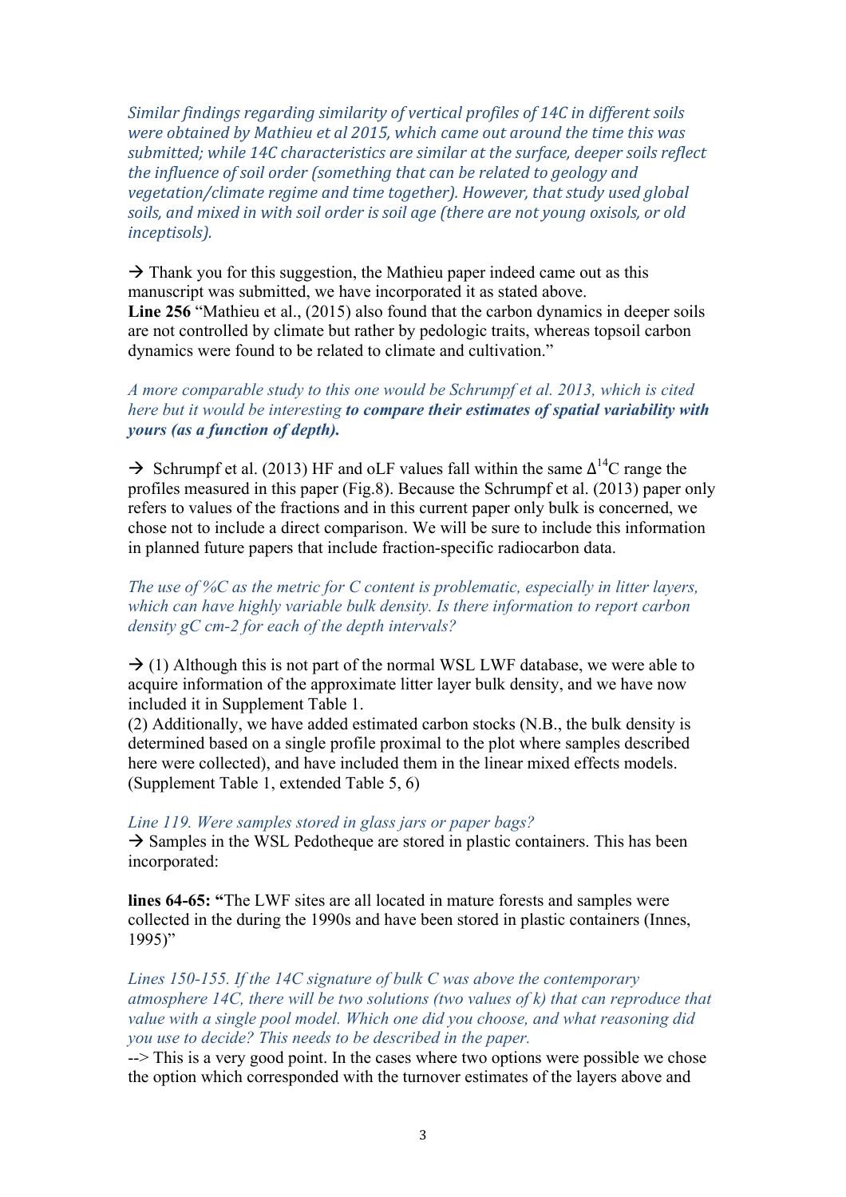*Similar findings regarding similarity of vertical profiles of 14C in different soils were obtained by Mathieu et al 2015, which came out around the time this was submitted; while 14C characteristics are similar at the surface, deeper soils reflect the influence of soil order (something that can be related to geology and vegetation/climate regime and time together). However, that study used global soils, and mixed in with soil order is soil age (there are not young oxisols, or old inceptisols).*

→ Thank you for this suggestion, the Mathieu paper indeed came out as this manuscript was submitted, we have incorporated it as stated above.
**Line 256** "Mathieu et al., (2015) also found that the carbon dynamics in deeper soils are not controlled by climate but rather by pedologic traits, whereas topsoil carbon dynamics were found to be related to climate and cultivation."

*A more comparable study to this one would be Schrumpf et al. 2013, which is cited here but it would be interesting **to compare their estimates of spatial variability with yours (as a function of depth).***

→ Schrumpf et al. (2013) HF and oLF values fall within the same $\Delta^{14}C$ range the profiles measured in this paper (Fig.8). Because the Schrumpf et al. (2013) paper only refers to values of the fractions and in this current paper only bulk is concerned, we chose not to include a direct comparison. We will be sure to include this information in planned future papers that include fraction-specific radiocarbon data.

*The use of %C as the metric for C content is problematic, especially in litter layers, which can have highly variable bulk density. Is there information to report carbon density gC cm-2 for each of the depth intervals?*

→ (1) Although this is not part of the normal WSL LWF database, we were able to acquire information of the approximate litter layer bulk density, and we have now included it in Supplement Table 1.
(2) Additionally, we have added estimated carbon stocks (N.B., the bulk density is determined based on a single profile proximal to the plot where samples described here were collected), and have included them in the linear mixed effects models. (Supplement Table 1, extended Table 5, 6)

*Line 119. Were samples stored in glass jars or paper bags?*
→ Samples in the WSL Pedotheque are stored in plastic containers. This has been incorporated:

**lines 64-65: "**The LWF sites are all located in mature forests and samples were collected in the during the 1990s and have been stored in plastic containers (Innes, 1995)"

*Lines 150-155. If the 14C signature of bulk C was above the contemporary atmosphere 14C, there will be two solutions (two values of k) that can reproduce that value with a single pool model. Which one did you choose, and what reasoning did you use to decide? This needs to be described in the paper.*
--> This is a very good point. In the cases where two options were possible we chose the option which corresponded with the turnover estimates of the layers above and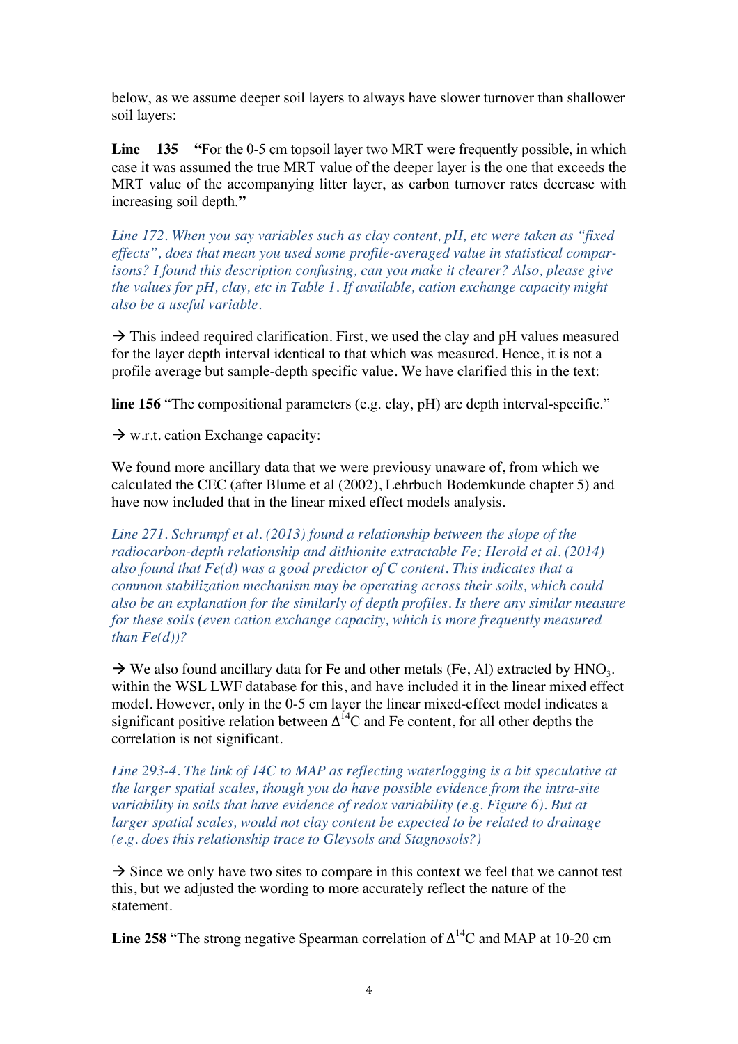below, as we assume deeper soil layers to always have slower turnover than shallower soil layers:

**Line 135** **"**For the 0-5 cm topsoil layer two MRT were frequently possible, in which case it was assumed the true MRT value of the deeper layer is the one that exceeds the MRT value of the accompanying litter layer, as carbon turnover rates decrease with increasing soil depth.**"**

*Line 172. When you say variables such as clay content, pH, etc were taken as "fixed effects", does that mean you used some profile-averaged value in statistical comparisons? I found this description confusing, can you make it clearer? Also, please give the values for pH, clay, etc in Table 1. If available, cation exchange capacity might also be a useful variable.*

→ This indeed required clarification. First, we used the clay and pH values measured for the layer depth interval identical to that which was measured. Hence, it is not a profile average but sample-depth specific value. We have clarified this in the text:

**line 156** "The compositional parameters (e.g. clay, pH) are depth interval-specific."

→ w.r.t. cation Exchange capacity:

We found more ancillary data that we were previousy unaware of, from which we calculated the CEC (after Blume et al (2002), Lehrbuch Bodemkunde chapter 5) and have now included that in the linear mixed effect models analysis.

*Line 271. Schrumpf et al. (2013) found a relationship between the slope of the radiocarbon-depth relationship and dithionite extractable Fe; Herold et al. (2014) also found that Fe(d) was a good predictor of C content. This indicates that a common stabilization mechanism may be operating across their soils, which could also be an explanation for the similarly of depth profiles. Is there any similar measure for these soils (even cation exchange capacity, which is more frequently measured than Fe(d))?*

→ We also found ancillary data for Fe and other metals (Fe, Al) extracted by $HNO_3$. within the WSL LWF database for this, and have included it in the linear mixed effect model. However, only in the 0-5 cm layer the linear mixed-effect model indicates a significant positive relation between $\Delta^{14}C$ and Fe content, for all other depths the correlation is not significant.

*Line 293-4. The link of 14C to MAP as reflecting waterlogging is a bit speculative at the larger spatial scales, though you do have possible evidence from the intra-site variability in soils that have evidence of redox variability (e.g. Figure 6). But at larger spatial scales, would not clay content be expected to be related to drainage (e.g. does this relationship trace to Gleysols and Stagnosols?)*

→ Since we only have two sites to compare in this context we feel that we cannot test this, but we adjusted the wording to more accurately reflect the nature of the statement.

**Line 258** "The strong negative Spearman correlation of $\Delta^{14}C$ and MAP at 10-20 cm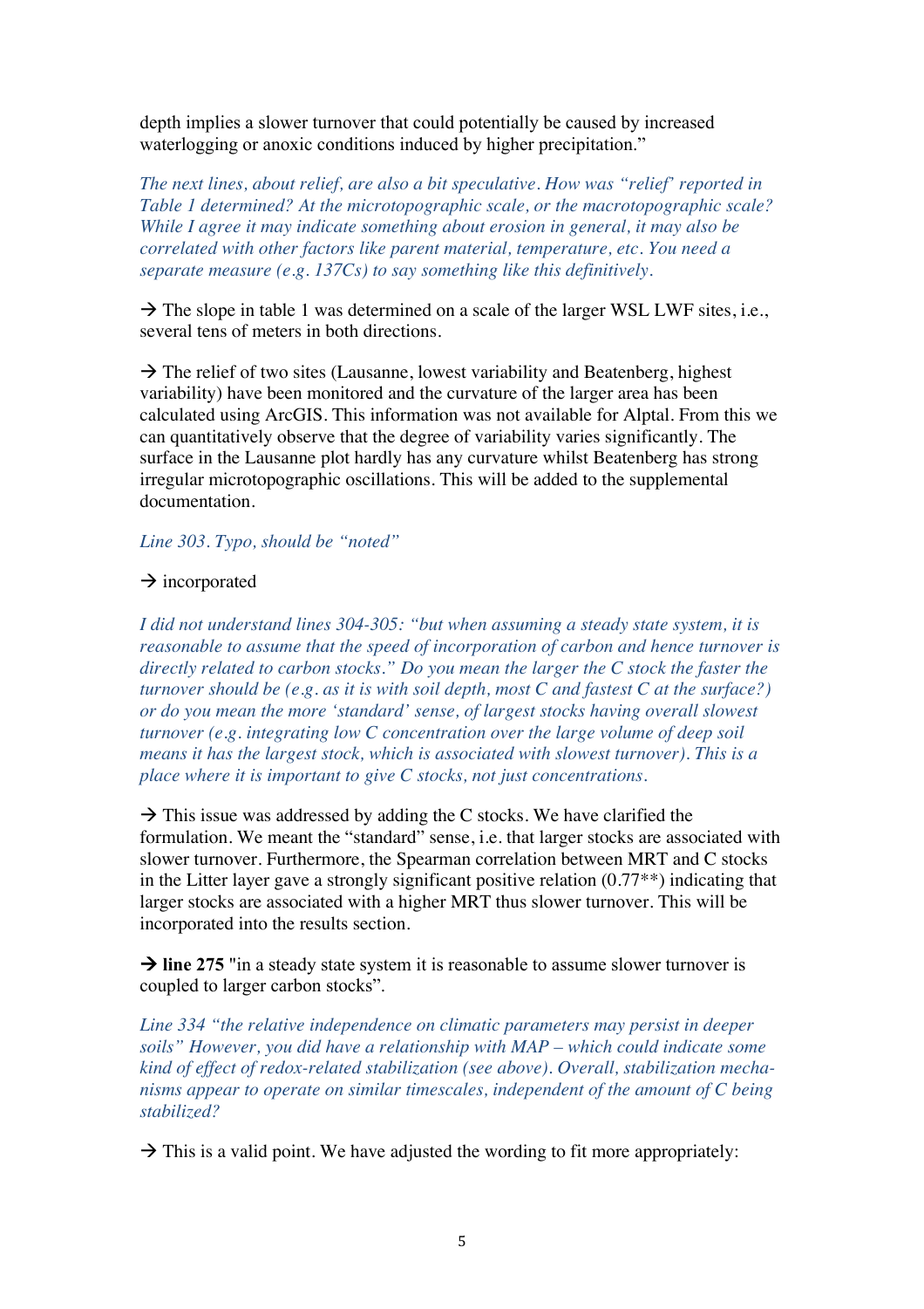depth implies a slower turnover that could potentially be caused by increased waterlogging or anoxic conditions induced by higher precipitation."

*The next lines, about relief, are also a bit speculative. How was "relief" reported in Table 1 determined? At the microtopographic scale, or the macrotopographic scale? While I agree it may indicate something about erosion in general, it may also be correlated with other factors like parent material, temperature, etc. You need a separate measure (e.g. 137Cs) to say something like this definitively.*

→ The slope in table 1 was determined on a scale of the larger WSL LWF sites, i.e., several tens of meters in both directions.

→ The relief of two sites (Lausanne, lowest variability and Beatenberg, highest variability) have been monitored and the curvature of the larger area has been calculated using ArcGIS. This information was not available for Alptal. From this we can quantitatively observe that the degree of variability varies significantly. The surface in the Lausanne plot hardly has any curvature whilst Beatenberg has strong irregular microtopographic oscillations. This will be added to the supplemental documentation.

*Line 303. Typo, should be "noted"*

→ incorporated

*I did not understand lines 304-305: "but when assuming a steady state system, it is reasonable to assume that the speed of incorporation of carbon and hence turnover is directly related to carbon stocks." Do you mean the larger the C stock the faster the turnover should be (e.g. as it is with soil depth, most C and fastest C at the surface?) or do you mean the more 'standard' sense, of largest stocks having overall slowest turnover (e.g. integrating low C concentration over the large volume of deep soil means it has the largest stock, which is associated with slowest turnover). This is a place where it is important to give C stocks, not just concentrations.*

→ This issue was addressed by adding the C stocks. We have clarified the formulation. We meant the "standard" sense, i.e. that larger stocks are associated with slower turnover. Furthermore, the Spearman correlation between MRT and C stocks in the Litter layer gave a strongly significant positive relation (0.77**) indicating that larger stocks are associated with a higher MRT thus slower turnover. This will be incorporated into the results section.

→ **line 275** "in a steady state system it is reasonable to assume slower turnover is coupled to larger carbon stocks".

*Line 334 "the relative independence on climatic parameters may persist in deeper soils" However, you did have a relationship with MAP – which could indicate some kind of effect of redox-related stabilization (see above). Overall, stabilization mechanisms appear to operate on similar timescales, independent of the amount of C being stabilized?*

→ This is a valid point. We have adjusted the wording to fit more appropriately: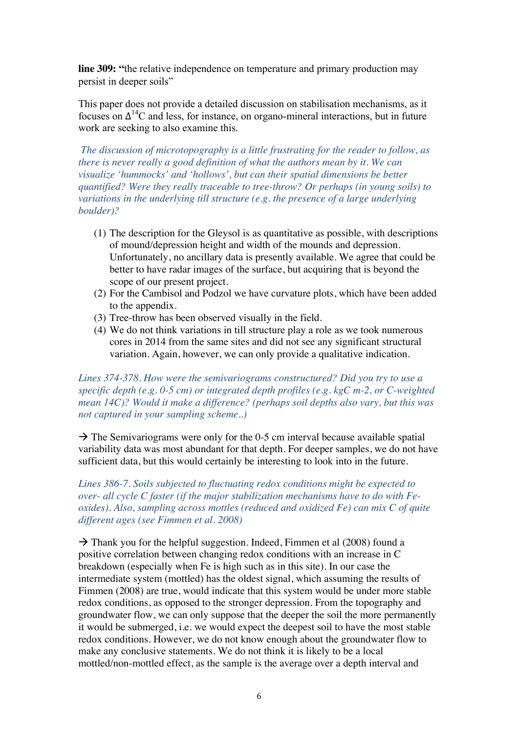**line 309: "**the relative independence on temperature and primary production may persist in deeper soils"

This paper does not provide a detailed discussion on stabilisation mechanisms, as it focuses on $\Delta^{14}C$ and less, for instance, on organo-mineral interactions, but in future work are seeking to also examine this.

*The discussion of microtopography is a little frustrating for the reader to follow, as there is never really a good definition of what the authors mean by it. We can visualize 'hummocks' and 'hollows', but can their spatial dimensions be better quantified? Were they really traceable to tree-throw? Or perhaps (in young soils) to variations in the underlying till structure (e.g. the presence of a large underlying boulder)?*

(1) The description for the Gleysol is as quantitative as possible, with descriptions of mound/depression height and width of the mounds and depression. Unfortunately, no ancillary data is presently available. We agree that could be better to have radar images of the surface, but acquiring that is beyond the scope of our present project.
(2) For the Cambisol and Podzol we have curvature plots, which have been added to the appendix.
(3) Tree-throw has been observed visually in the field.
(4) We do not think variations in till structure play a role as we took numerous cores in 2014 from the same sites and did not see any significant structural variation. Again, however, we can only provide a qualitative indication.

*Lines 374-378. How were the semivariograms constructured? Did you try to use a specific depth (e.g. 0-5 cm) or integrated depth profiles (e.g. kgC m-2, or C-weighted mean 14C)? Would it make a difference? (perhaps soil depths also vary, but this was not captured in your sampling scheme..)*

→ The Semivariograms were only for the 0-5 cm interval because available spatial variability data was most abundant for that depth. For deeper samples, we do not have sufficient data, but this would certainly be interesting to look into in the future.

*Lines 386-7. Soils subjected to fluctuating redox conditions might be expected to over- all cycle C faster (if the major stabilization mechanisms have to do with Fe-oxides). Also, sampling across mottles (reduced and oxidized Fe) can mix C of quite different ages (see Fimmen et al. 2008)*

→ Thank you for the helpful suggestion. Indeed, Fimmen et al (2008) found a positive correlation between changing redox conditions with an increase in C breakdown (especially when Fe is high such as in this site). In our case the intermediate system (mottled) has the oldest signal, which assuming the results of Fimmen (2008) are true, would indicate that this system would be under more stable redox conditions, as opposed to the stronger depression. From the topography and groundwater flow, we can only suppose that the deeper the soil the more permanently it would be submerged, i.e. we would expect the deepest soil to have the most stable redox conditions. However, we do not know enough about the groundwater flow to make any conclusive statements. We do not think it is likely to be a local mottled/non-mottled effect, as the sample is the average over a depth interval and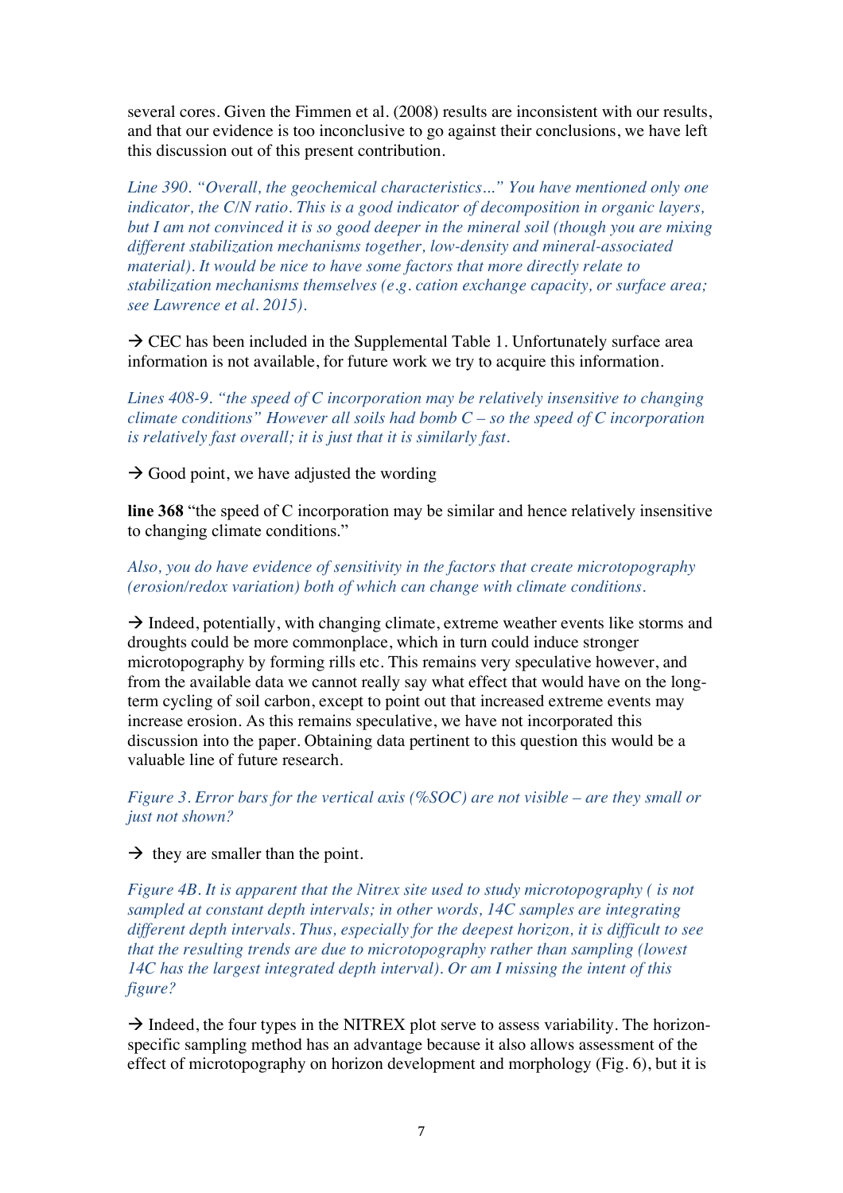several cores. Given the Fimmen et al. (2008) results are inconsistent with our results, and that our evidence is too inconclusive to go against their conclusions, we have left this discussion out of this present contribution.

*Line 390. "Overall, the geochemical characteristics..." You have mentioned only one indicator, the C/N ratio. This is a good indicator of decomposition in organic layers, but I am not convinced it is so good deeper in the mineral soil (though you are mixing different stabilization mechanisms together, low-density and mineral-associated material). It would be nice to have some factors that more directly relate to stabilization mechanisms themselves (e.g. cation exchange capacity, or surface area; see Lawrence et al. 2015).*

→ CEC has been included in the Supplemental Table 1. Unfortunately surface area information is not available, for future work we try to acquire this information.

*Lines 408-9. "the speed of C incorporation may be relatively insensitive to changing climate conditions" However all soils had bomb C – so the speed of C incorporation is relatively fast overall; it is just that it is similarly fast.*

→ Good point, we have adjusted the wording

**line 368** "the speed of C incorporation may be similar and hence relatively insensitive to changing climate conditions."

*Also, you do have evidence of sensitivity in the factors that create microtopography (erosion/redox variation) both of which can change with climate conditions.*

→ Indeed, potentially, with changing climate, extreme weather events like storms and droughts could be more commonplace, which in turn could induce stronger microtopography by forming rills etc. This remains very speculative however, and from the available data we cannot really say what effect that would have on the long-term cycling of soil carbon, except to point out that increased extreme events may increase erosion. As this remains speculative, we have not incorporated this discussion into the paper. Obtaining data pertinent to this question this would be a valuable line of future research.

*Figure 3. Error bars for the vertical axis (%SOC) are not visible – are they small or just not shown?*

→ they are smaller than the point.

*Figure 4B. It is apparent that the Nitrex site used to study microtopography ( is not sampled at constant depth intervals; in other words, 14C samples are integrating different depth intervals. Thus, especially for the deepest horizon, it is difficult to see that the resulting trends are due to microtopography rather than sampling (lowest 14C has the largest integrated depth interval). Or am I missing the intent of this figure?*

→ Indeed, the four types in the NITREX plot serve to assess variability. The horizon-specific sampling method has an advantage because it also allows assessment of the effect of microtopography on horizon development and morphology (Fig. 6), but it is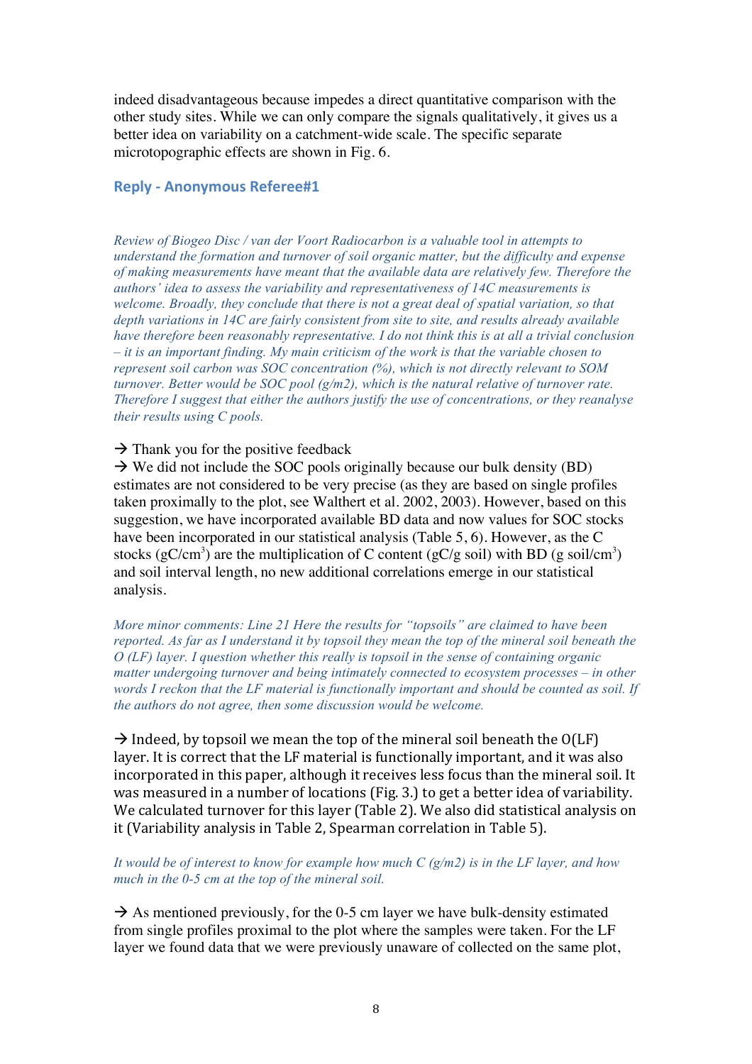indeed disadvantageous because impedes a direct quantitative comparison with the other study sites. While we can only compare the signals qualitatively, it gives us a better idea on variability on a catchment-wide scale. The specific separate microtopographic effects are shown in Fig. 6.

## Reply - Anonymous Referee#1

*Review of Biogeo Disc / van der Voort Radiocarbon is a valuable tool in attempts to understand the formation and turnover of soil organic matter, but the difficulty and expense of making measurements have meant that the available data are relatively few. Therefore the authors' idea to assess the variability and representativeness of 14C measurements is welcome. Broadly, they conclude that there is not a great deal of spatial variation, so that depth variations in 14C are fairly consistent from site to site, and results already available have therefore been reasonably representative. I do not think this is at all a trivial conclusion – it is an important finding. My main criticism of the work is that the variable chosen to represent soil carbon was SOC concentration (%), which is not directly relevant to SOM turnover. Better would be SOC pool (g/m2), which is the natural relative of turnover rate. Therefore I suggest that either the authors justify the use of concentrations, or they reanalyse their results using C pools.*

→ Thank you for the positive feedback

→ We did not include the SOC pools originally because our bulk density (BD) estimates are not considered to be very precise (as they are based on single profiles taken proximally to the plot, see Walthert et al. 2002, 2003). However, based on this suggestion, we have incorporated available BD data and now values for SOC stocks have been incorporated in our statistical analysis (Table 5, 6). However, as the C stocks ($gC/cm^3$) are the multiplication of C content (gC/g soil) with BD (g $soil/cm^3$) and soil interval length, no new additional correlations emerge in our statistical analysis.

*More minor comments: Line 21 Here the results for "topsoils" are claimed to have been reported. As far as I understand it by topsoil they mean the top of the mineral soil beneath the O (LF) layer. I question whether this really is topsoil in the sense of containing organic matter undergoing turnover and being intimately connected to ecosystem processes – in other words I reckon that the LF material is functionally important and should be counted as soil. If the authors do not agree, then some discussion would be welcome.*

→ Indeed, by topsoil we mean the top of the mineral soil beneath the O(LF) layer. It is correct that the LF material is functionally important, and it was also incorporated in this paper, although it receives less focus than the mineral soil. It was measured in a number of locations (Fig. 3.) to get a better idea of variability. We calculated turnover for this layer (Table 2). We also did statistical analysis on it (Variability analysis in Table 2, Spearman correlation in Table 5).

*It would be of interest to know for example how much C (g/m2) is in the LF layer, and how much in the 0-5 cm at the top of the mineral soil.*

→ As mentioned previously, for the 0-5 cm layer we have bulk-density estimated from single profiles proximal to the plot where the samples were taken. For the LF layer we found data that we were previously unaware of collected on the same plot,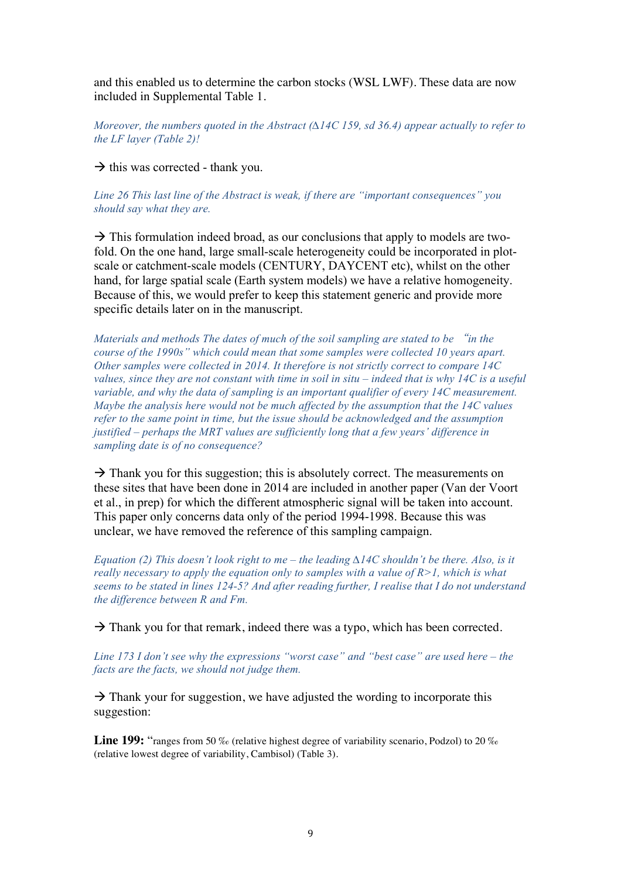and this enabled us to determine the carbon stocks (WSL LWF). These data are now included in Supplemental Table 1.

*Moreover, the numbers quoted in the Abstract ($\Delta^{14}C$ 159, sd 36.4) appear actually to refer to the LF layer (Table 2)!*

→ this was corrected - thank you.

*Line 26 This last line of the Abstract is weak, if there are "important consequences" you should say what they are.*

→ This formulation indeed broad, as our conclusions that apply to models are two-fold. On the one hand, large small-scale heterogeneity could be incorporated in plot-scale or catchment-scale models (CENTURY, DAYCENT etc), whilst on the other hand, for large spatial scale (Earth system models) we have a relative homogeneity. Because of this, we would prefer to keep this statement generic and provide more specific details later on in the manuscript.

*Materials and methods The dates of much of the soil sampling are stated to be "in the course of the 1990s" which could mean that some samples were collected 10 years apart. Other samples were collected in 2014. It therefore is not strictly correct to compare 14C values, since they are not constant with time in soil in situ – indeed that is why 14C is a useful variable, and why the data of sampling is an important qualifier of every 14C measurement. Maybe the analysis here would not be much affected by the assumption that the 14C values refer to the same point in time, but the issue should be acknowledged and the assumption justified – perhaps the MRT values are sufficiently long that a few years' difference in sampling date is of no consequence?*

→ Thank you for this suggestion; this is absolutely correct. The measurements on these sites that have been done in 2014 are included in another paper (Van der Voort et al., in prep) for which the different atmospheric signal will be taken into account. This paper only concerns data only of the period 1994-1998. Because this was unclear, we have removed the reference of this sampling campaign.

*Equation (2) This doesn't look right to me – the leading $\Delta^{14}C$ shouldn't be there. Also, is it really necessary to apply the equation only to samples with a value of $R>1$, which is what seems to be stated in lines 124-5? And after reading further, I realise that I do not understand the difference between R and Fm.*

→ Thank you for that remark, indeed there was a typo, which has been corrected.

*Line 173 I don't see why the expressions "worst case" and "best case" are used here – the facts are the facts, we should not judge them.*

→ Thank your for suggestion, we have adjusted the wording to incorporate this suggestion:

**Line 199:** "ranges from 50 ‰ (relative highest degree of variability scenario, Podzol) to 20 ‰ (relative lowest degree of variability, Cambisol) (Table 3).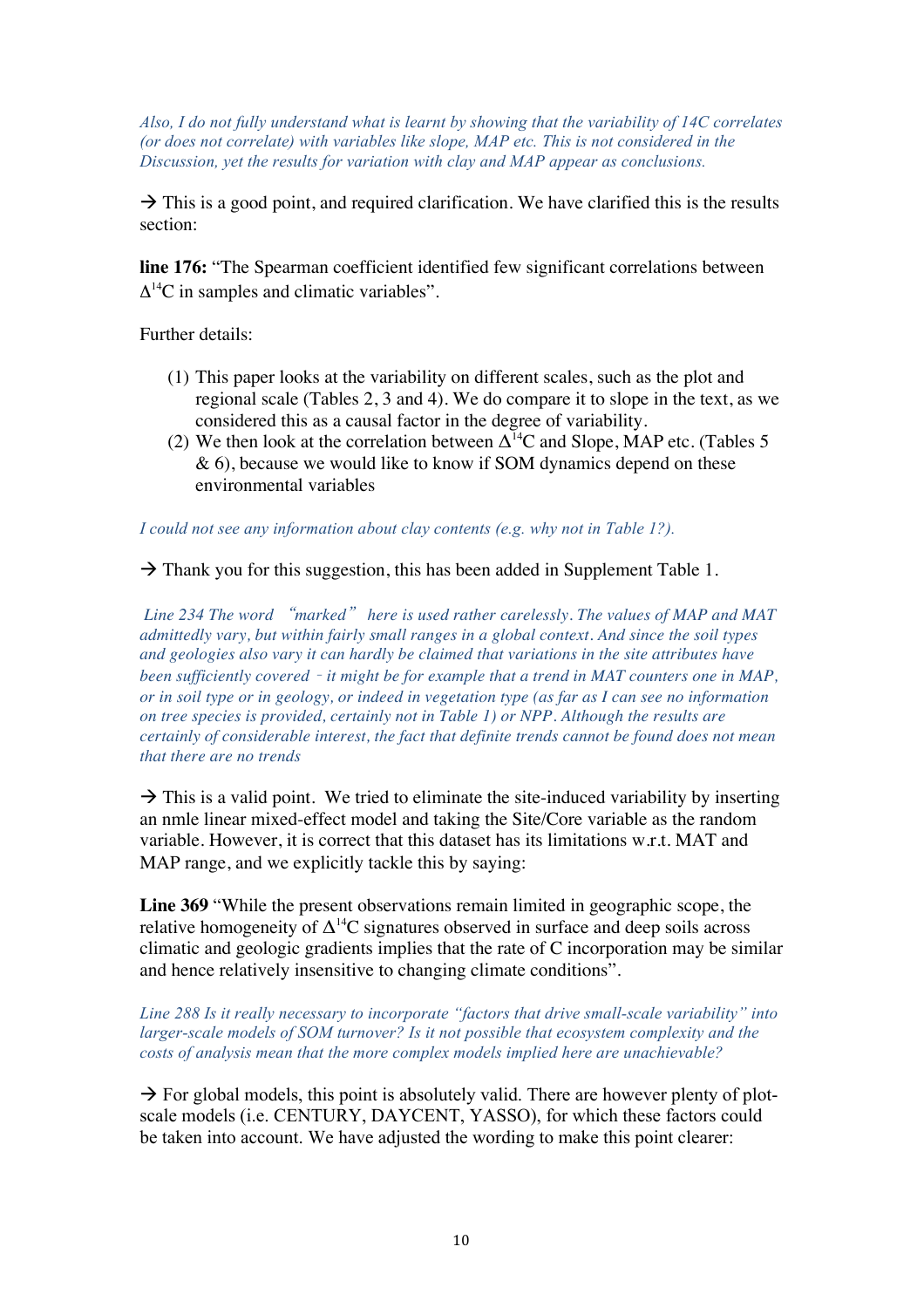*Also, I do not fully understand what is learnt by showing that the variability of 14C correlates (or does not correlate) with variables like slope, MAP etc. This is not considered in the Discussion, yet the results for variation with clay and MAP appear as conclusions.*

→ This is a good point, and required clarification. We have clarified this is the results section:

**line 176:** "The Spearman coefficient identified few significant correlations between $\Delta^{14}C$ in samples and climatic variables".

Further details:

(1) This paper looks at the variability on different scales, such as the plot and regional scale (Tables 2, 3 and 4). We do compare it to slope in the text, as we considered this as a causal factor in the degree of variability.
(2) We then look at the correlation between $\Delta^{14}C$ and Slope, MAP etc. (Tables 5 & 6), because we would like to know if SOM dynamics depend on these environmental variables

*I could not see any information about clay contents (e.g. why not in Table 1?).*

→ Thank you for this suggestion, this has been added in Supplement Table 1.

*Line 234 The word "marked" here is used rather carelessly. The values of MAP and MAT admittedly vary, but within fairly small ranges in a global context. And since the soil types and geologies also vary it can hardly be claimed that variations in the site attributes have been sufficiently covered – it might be for example that a trend in MAT counters one in MAP, or in soil type or in geology, or indeed in vegetation type (as far as I can see no information on tree species is provided, certainly not in Table 1) or NPP. Although the results are certainly of considerable interest, the fact that definite trends cannot be found does not mean that there are no trends*

→ This is a valid point. We tried to eliminate the site-induced variability by inserting an nmle linear mixed-effect model and taking the Site/Core variable as the random variable. However, it is correct that this dataset has its limitations w.r.t. MAT and MAP range, and we explicitly tackle this by saying:

**Line 369** "While the present observations remain limited in geographic scope, the relative homogeneity of $\Delta^{14}C$ signatures observed in surface and deep soils across climatic and geologic gradients implies that the rate of C incorporation may be similar and hence relatively insensitive to changing climate conditions".

*Line 288 Is it really necessary to incorporate "factors that drive small-scale variability" into larger-scale models of SOM turnover? Is it not possible that ecosystem complexity and the costs of analysis mean that the more complex models implied here are unachievable?*

→ For global models, this point is absolutely valid. There are however plenty of plot-scale models (i.e. CENTURY, DAYCENT, YASSO), for which these factors could be taken into account. We have adjusted the wording to make this point clearer: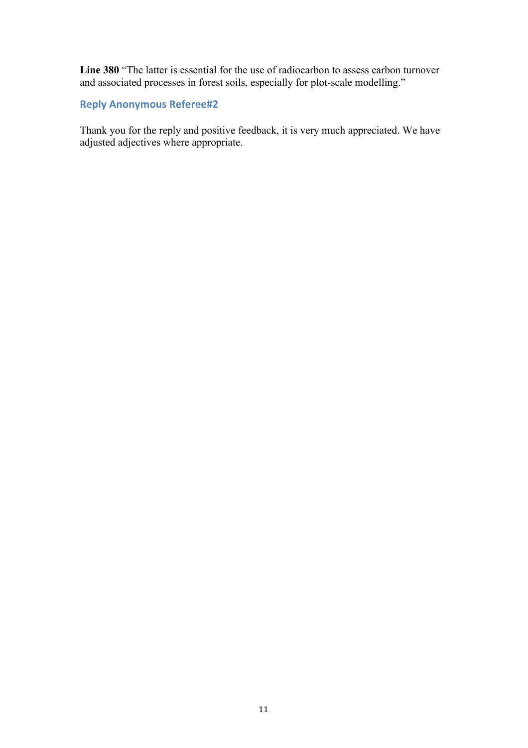**Line 380** “The latter is essential for the use of radiocarbon to assess carbon turnover and associated processes in forest soils, especially for plot-scale modelling.”

## Reply Anonymous Referee#2

Thank you for the reply and positive feedback, it is very much appreciated. We have adjusted adjectives where appropriate.